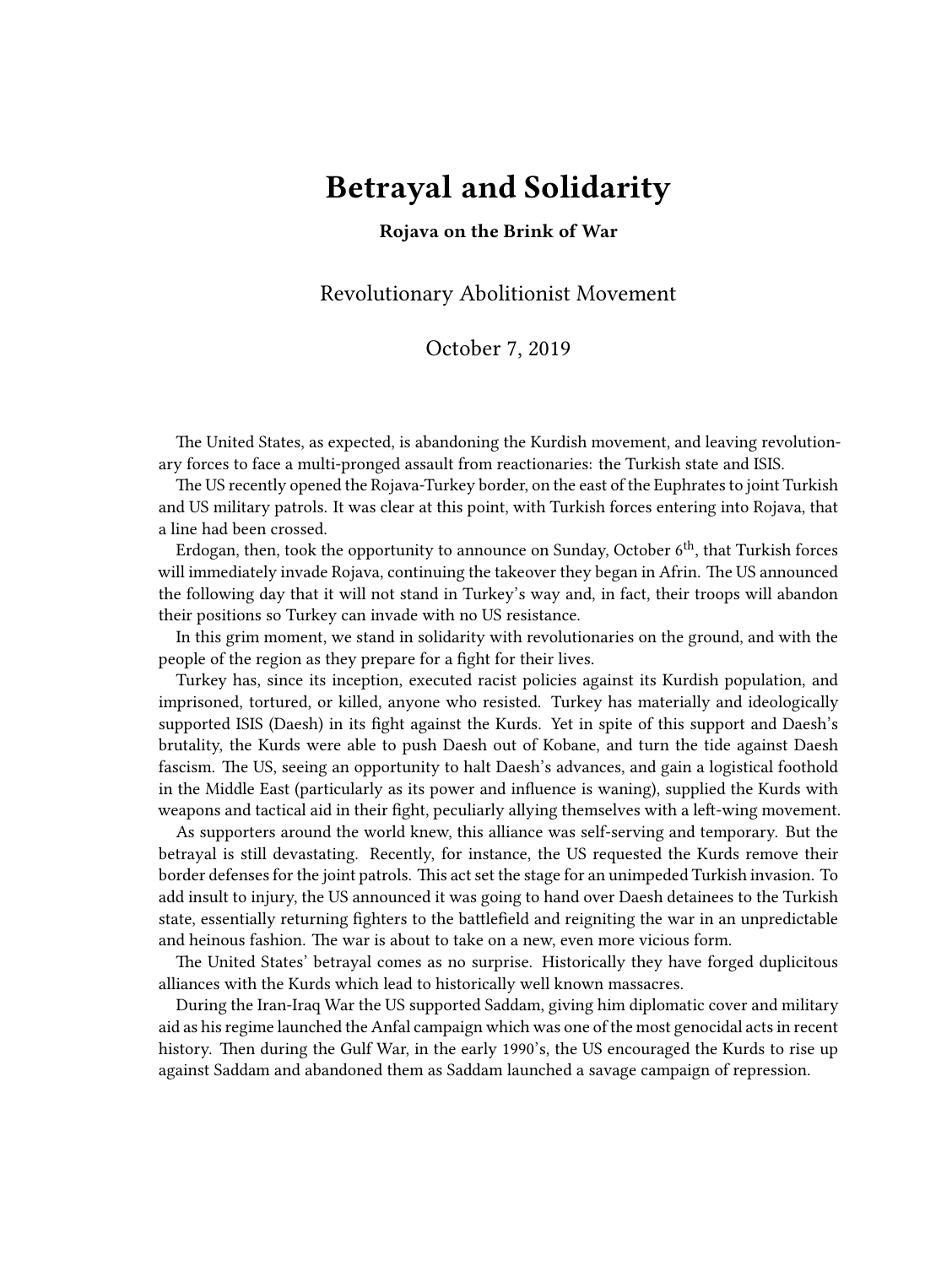# Betrayal and Solidarity

**Rojava on the Brink of War**

Revolutionary Abolitionist Movement

October 7, 2019

The United States, as expected, is abandoning the Kurdish movement, and leaving revolutionary forces to face a multi-pronged assault from reactionaries: the Turkish state and ISIS.

The US recently opened the Rojava-Turkey border, on the east of the Euphrates to joint Turkish and US military patrols. It was clear at this point, with Turkish forces entering into Rojava, that a line had been crossed.

Erdogan, then, took the opportunity to announce on Sunday, October 6th, that Turkish forces will immediately invade Rojava, continuing the takeover they began in Afrin. The US announced the following day that it will not stand in Turkey's way and, in fact, their troops will abandon their positions so Turkey can invade with no US resistance.

In this grim moment, we stand in solidarity with revolutionaries on the ground, and with the people of the region as they prepare for a fight for their lives.

Turkey has, since its inception, executed racist policies against its Kurdish population, and imprisoned, tortured, or killed, anyone who resisted. Turkey has materially and ideologically supported ISIS (Daesh) in its fight against the Kurds. Yet in spite of this support and Daesh's brutality, the Kurds were able to push Daesh out of Kobane, and turn the tide against Daesh fascism. The US, seeing an opportunity to halt Daesh's advances, and gain a logistical foothold in the Middle East (particularly as its power and influence is waning), supplied the Kurds with weapons and tactical aid in their fight, peculiarly allying themselves with a left-wing movement.

As supporters around the world knew, this alliance was self-serving and temporary. But the betrayal is still devastating. Recently, for instance, the US requested the Kurds remove their border defenses for the joint patrols. This act set the stage for an unimpeded Turkish invasion. To add insult to injury, the US announced it was going to hand over Daesh detainees to the Turkish state, essentially returning fighters to the battlefield and reigniting the war in an unpredictable and heinous fashion. The war is about to take on a new, even more vicious form.

The United States' betrayal comes as no surprise. Historically they have forged duplicitous alliances with the Kurds which lead to historically well known massacres.

During the Iran-Iraq War the US supported Saddam, giving him diplomatic cover and military aid as his regime launched the Anfal campaign which was one of the most genocidal acts in recent history. Then during the Gulf War, in the early 1990's, the US encouraged the Kurds to rise up against Saddam and abandoned them as Saddam launched a savage campaign of repression.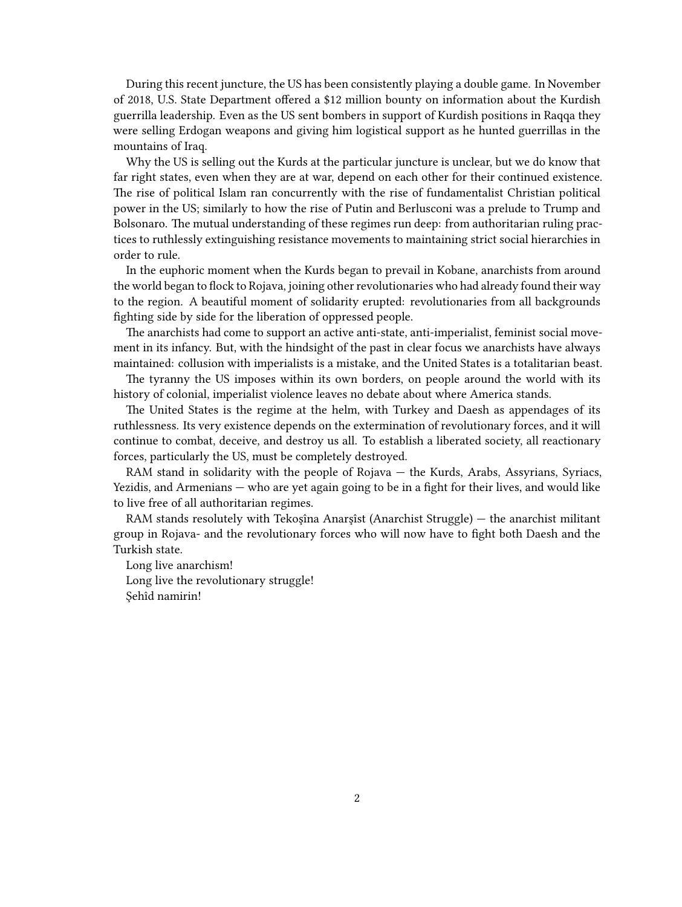During this recent juncture, the US has been consistently playing a double game. In November of 2018, U.S. State Department offered a $12 million bounty on information about the Kurdish guerrilla leadership. Even as the US sent bombers in support of Kurdish positions in Raqqa they were selling Erdogan weapons and giving him logistical support as he hunted guerrillas in the mountains of Iraq.

Why the US is selling out the Kurds at the particular juncture is unclear, but we do know that far right states, even when they are at war, depend on each other for their continued existence. The rise of political Islam ran concurrently with the rise of fundamentalist Christian political power in the US; similarly to how the rise of Putin and Berlusconi was a prelude to Trump and Bolsonaro. The mutual understanding of these regimes run deep: from authoritarian ruling practices to ruthlessly extinguishing resistance movements to maintaining strict social hierarchies in order to rule.

In the euphoric moment when the Kurds began to prevail in Kobane, anarchists from around the world began to flock to Rojava, joining other revolutionaries who had already found their way to the region. A beautiful moment of solidarity erupted: revolutionaries from all backgrounds fighting side by side for the liberation of oppressed people.

The anarchists had come to support an active anti-state, anti-imperialist, feminist social movement in its infancy. But, with the hindsight of the past in clear focus we anarchists have always maintained: collusion with imperialists is a mistake, and the United States is a totalitarian beast.

The tyranny the US imposes within its own borders, on people around the world with its history of colonial, imperialist violence leaves no debate about where America stands.

The United States is the regime at the helm, with Turkey and Daesh as appendages of its ruthlessness. Its very existence depends on the extermination of revolutionary forces, and it will continue to combat, deceive, and destroy us all. To establish a liberated society, all reactionary forces, particularly the US, must be completely destroyed.

RAM stand in solidarity with the people of Rojava — the Kurds, Arabs, Assyrians, Syriacs, Yezidis, and Armenians — who are yet again going to be in a fight for their lives, and would like to live free of all authoritarian regimes.

RAM stands resolutely with Tekoşîna Anarşîst (Anarchist Struggle) — the anarchist militant group in Rojava- and the revolutionary forces who will now have to fight both Daesh and the Turkish state.

Long live anarchism!

Long live the revolutionary struggle!

Şehîd namirin!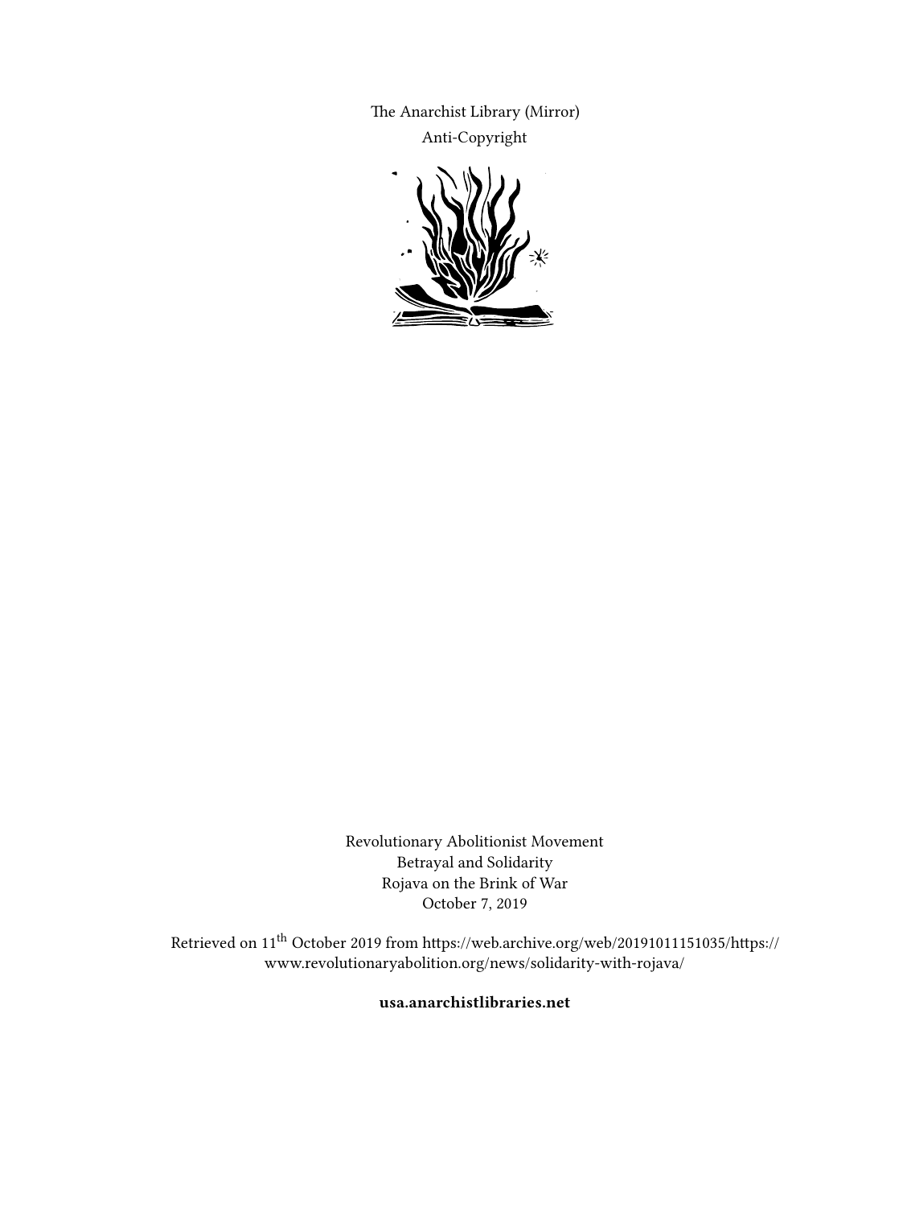The Anarchist Library (Mirror)
Anti-Copyright

Revolutionary Abolitionist Movement
Betrayal and Solidarity
Rojava on the Brink of War
October 7, 2019

Retrieved on 11th October 2019 from https://web.archive.org/web/20191011151035/https://www.revolutionaryabolition.org/news/solidarity-with-rojava/

**usa.anarchistlibraries.net**